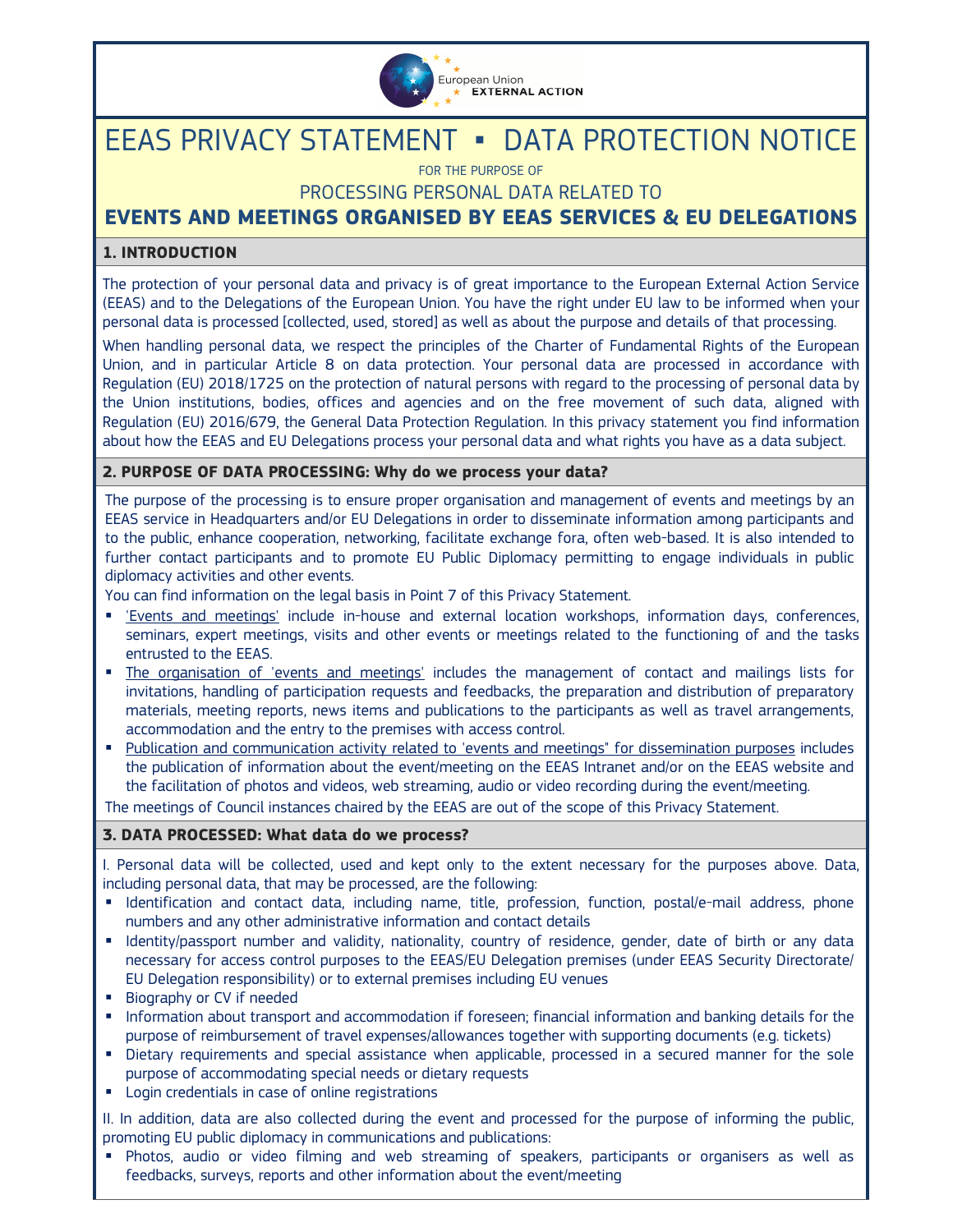# EEAS PRIVACY STATEMENT ▪ DATA PROTECTION NOTICE

FOR THE PURPOSE OF

PROCESSING PERSONAL DATA RELATED TO

**EVENTS AND MEETINGS ORGANISED BY EEAS SERVICES & EU DELEGATIONS**

## 1. INTRODUCTION

The protection of your personal data and privacy is of great importance to the European External Action Service (EEAS) and to the Delegations of the European Union. You have the right under EU law to be informed when your personal data is processed [collected, used, stored] as well as about the purpose and details of that processing.

When handling personal data, we respect the principles of the Charter of Fundamental Rights of the European Union, and in particular Article 8 on data protection. Your personal data are processed in accordance with Regulation (EU) 2018/1725 on the protection of natural persons with regard to the processing of personal data by the Union institutions, bodies, offices and agencies and on the free movement of such data, aligned with Regulation (EU) 2016/679, the General Data Protection Regulation. In this privacy statement you find information about how the EEAS and EU Delegations process your personal data and what rights you have as a data subject.

## 2. PURPOSE OF DATA PROCESSING: Why do we process your data?

The purpose of the processing is to ensure proper organisation and management of events and meetings by an EEAS service in Headquarters and/or EU Delegations in order to disseminate information among participants and to the public, enhance cooperation, networking, facilitate exchange fora, often web-based. It is also intended to further contact participants and to promote EU Public Diplomacy permitting to engage individuals in public diplomacy activities and other events.

You can find information on the legal basis in Point 7 of this Privacy Statement.

- 'Events and meetings' include in-house and external location workshops, information days, conferences, seminars, expert meetings, visits and other events or meetings related to the functioning of and the tasks entrusted to the EEAS.
- The organisation of 'events and meetings' includes the management of contact and mailings lists for invitations, handling of participation requests and feedbacks, the preparation and distribution of preparatory materials, meeting reports, news items and publications to the participants as well as travel arrangements, accommodation and the entry to the premises with access control.
- Publication and communication activity related to 'events and meetings" for dissemination purposes includes the publication of information about the event/meeting on the EEAS Intranet and/or on the EEAS website and the facilitation of photos and videos, web streaming, audio or video recording during the event/meeting.

The meetings of Council instances chaired by the EEAS are out of the scope of this Privacy Statement.

## 3. DATA PROCESSED: What data do we process?

I. Personal data will be collected, used and kept only to the extent necessary for the purposes above. Data, including personal data, that may be processed, are the following:

- Identification and contact data, including name, title, profession, function, postal/e-mail address, phone numbers and any other administrative information and contact details
- Identity/passport number and validity, nationality, country of residence, gender, date of birth or any data necessary for access control purposes to the EEAS/EU Delegation premises (under EEAS Security Directorate/ EU Delegation responsibility) or to external premises including EU venues
- Biography or CV if needed
- Information about transport and accommodation if foreseen; financial information and banking details for the purpose of reimbursement of travel expenses/allowances together with supporting documents (e.g. tickets)
- Dietary requirements and special assistance when applicable, processed in a secured manner for the sole purpose of accommodating special needs or dietary requests
- Login credentials in case of online registrations

II. In addition, data are also collected during the event and processed for the purpose of informing the public, promoting EU public diplomacy in communications and publications:

- Photos, audio or video filming and web streaming of speakers, participants or organisers as well as feedbacks, surveys, reports and other information about the event/meeting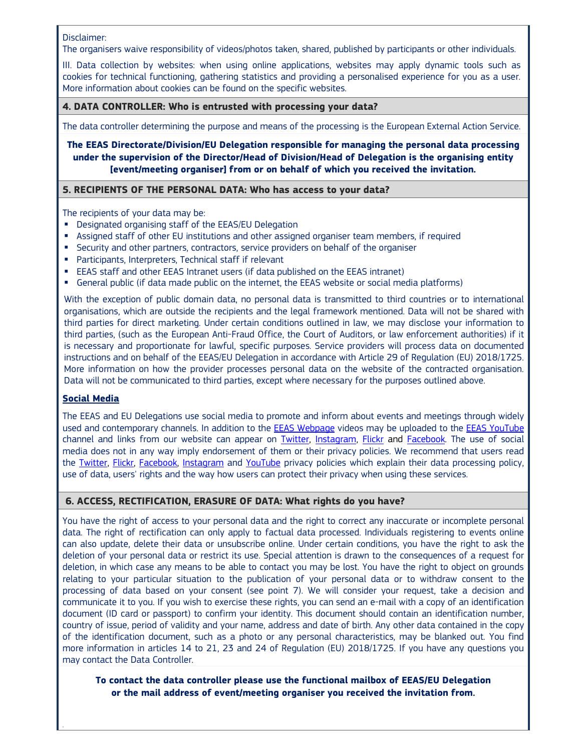Disclaimer:

The organisers waive responsibility of videos/photos taken, shared, published by participants or other individuals.

III. Data collection by websites: when using online applications, websites may apply dynamic tools such as cookies for technical functioning, gathering statistics and providing a personalised experience for you as a user. More information about cookies can be found on the specific websites.

## 4. DATA CONTROLLER: Who is entrusted with processing your data?

The data controller determining the purpose and means of the processing is the European External Action Service.

**The EEAS Directorate/Division/EU Delegation responsible for managing the personal data processing under the supervision of the Director/Head of Division/Head of Delegation is the organising entity [event/meeting organiser] from or on behalf of which you received the invitation.**

## 5. RECIPIENTS OF THE PERSONAL DATA: Who has access to your data?

The recipients of your data may be:

- Designated organising staff of the EEAS/EU Delegation
- Assigned staff of other EU institutions and other assigned organiser team members, if required
- Security and other partners, contractors, service providers on behalf of the organiser
- Participants, Interpreters, Technical staff if relevant
- EEAS staff and other EEAS Intranet users (if data published on the EEAS intranet)
- General public (if data made public on the internet, the EEAS website or social media platforms)

With the exception of public domain data, no personal data is transmitted to third countries or to international organisations, which are outside the recipients and the legal framework mentioned. Data will not be shared with third parties for direct marketing. Under certain conditions outlined in law, we may disclose your information to third parties, (such as the European Anti-Fraud Office, the Court of Auditors, or law enforcement authorities) if it is necessary and proportionate for lawful, specific purposes. Service providers will process data on documented instructions and on behalf of the EEAS/EU Delegation in accordance with Article 29 of Regulation (EU) 2018/1725. More information on how the provider processes personal data on the website of the contracted organisation. Data will not be communicated to third parties, except where necessary for the purposes outlined above.

### Social Media

The EEAS and EU Delegations use social media to promote and inform about events and meetings through widely used and contemporary channels. In addition to the EEAS Webpage videos may be uploaded to the EEAS YouTube channel and links from our website can appear on Twitter, Instagram, Flickr and Facebook. The use of social media does not in any way imply endorsement of them or their privacy policies. We recommend that users read the Twitter, Flickr, Facebook, Instagram and YouTube privacy policies which explain their data processing policy, use of data, users' rights and the way how users can protect their privacy when using these services.

## 6. ACCESS, RECTIFICATION, ERASURE OF DATA: What rights do you have?

You have the right of access to your personal data and the right to correct any inaccurate or incomplete personal data. The right of rectification can only apply to factual data processed. Individuals registering to events online can also update, delete their data or unsubscribe online. Under certain conditions, you have the right to ask the deletion of your personal data or restrict its use. Special attention is drawn to the consequences of a request for deletion, in which case any means to be able to contact you may be lost. You have the right to object on grounds relating to your particular situation to the publication of your personal data or to withdraw consent to the processing of data based on your consent (see point 7). We will consider your request, take a decision and communicate it to you. If you wish to exercise these rights, you can send an e-mail with a copy of an identification document (ID card or passport) to confirm your identity. This document should contain an identification number, country of issue, period of validity and your name, address and date of birth. Any other data contained in the copy of the identification document, such as a photo or any personal characteristics, may be blanked out. You find more information in articles 14 to 21, 23 and 24 of Regulation (EU) 2018/1725. If you have any questions you may contact the Data Controller.

**To contact the data controller please use the functional mailbox of EEAS/EU Delegation or the mail address of event/meeting organiser you received the invitation from.**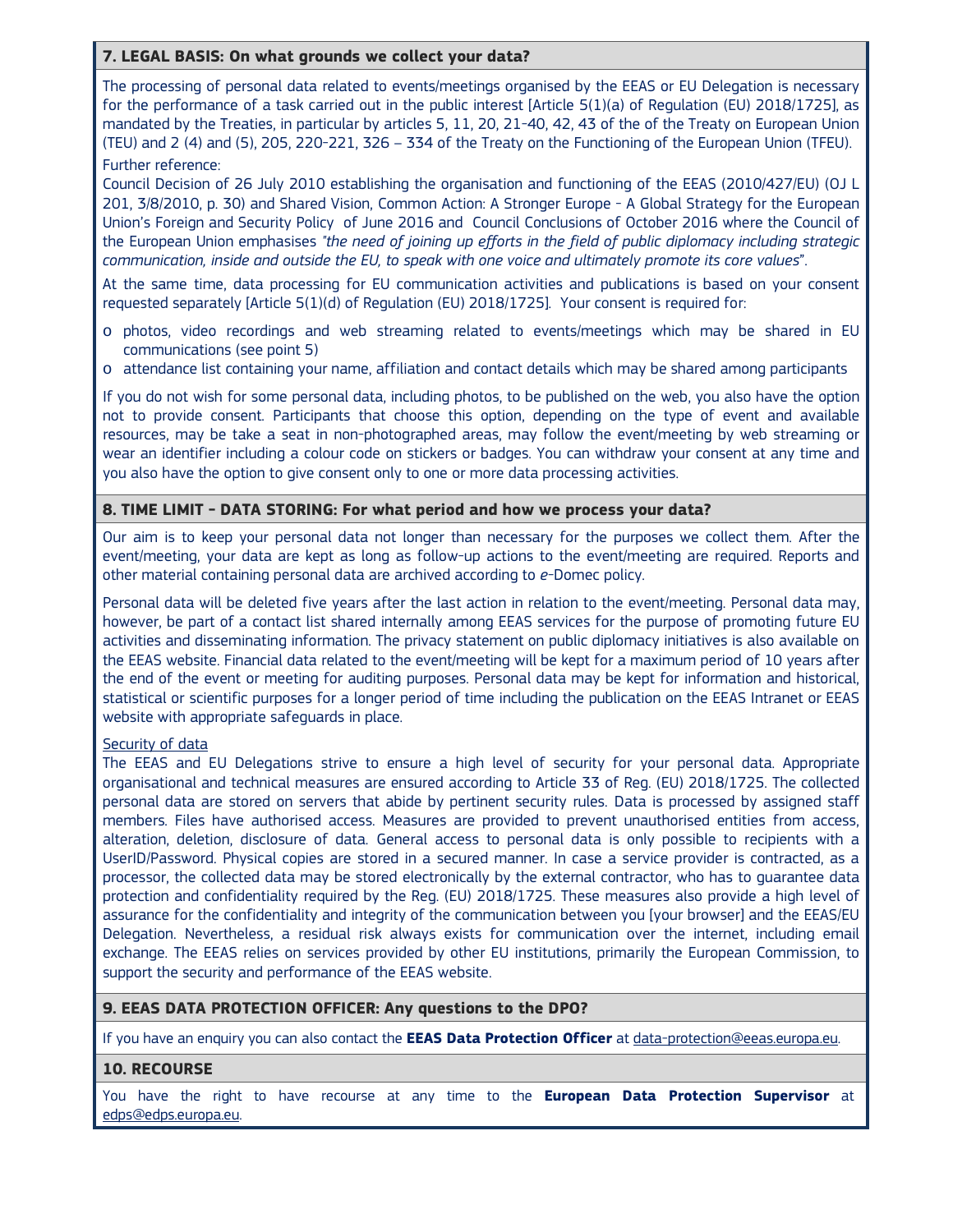## 7. LEGAL BASIS: On what grounds we collect your data?

The processing of personal data related to events/meetings organised by the EEAS or EU Delegation is necessary for the performance of a task carried out in the public interest [Article 5(1)(a) of Regulation (EU) 2018/1725], as mandated by the Treaties, in particular by articles 5, 11, 20, 21-40, 42, 43 of the of the Treaty on European Union (TEU) and 2 (4) and (5), 205, 220-221, 326 – 334 of the Treaty on the Functioning of the European Union (TFEU).

Further reference:

Council Decision of 26 July 2010 establishing the organisation and functioning of the EEAS (2010/427/EU) (OJ L 201, 3/8/2010, p. 30) and Shared Vision, Common Action: A Stronger Europe - A Global Strategy for the European Union's Foreign and Security Policy of June 2016 and Council Conclusions of October 2016 where the Council of the European Union emphasises *"the need of joining up efforts in the field of public diplomacy including strategic communication, inside and outside the EU, to speak with one voice and ultimately promote its core values"*.

At the same time, data processing for EU communication activities and publications is based on your consent requested separately [Article 5(1)(d) of Regulation (EU) 2018/1725]. Your consent is required for:

- photos, video recordings and web streaming related to events/meetings which may be shared in EU communications (see point 5)
- attendance list containing your name, affiliation and contact details which may be shared among participants

If you do not wish for some personal data, including photos, to be published on the web, you also have the option not to provide consent. Participants that choose this option, depending on the type of event and available resources, may be take a seat in non-photographed areas, may follow the event/meeting by web streaming or wear an identifier including a colour code on stickers or badges. You can withdraw your consent at any time and you also have the option to give consent only to one or more data processing activities.

## 8. TIME LIMIT - DATA STORING: For what period and how we process your data?

Our aim is to keep your personal data not longer than necessary for the purposes we collect them. After the event/meeting, your data are kept as long as follow-up actions to the event/meeting are required. Reports and other material containing personal data are archived according to *e*-Domec policy.

Personal data will be deleted five years after the last action in relation to the event/meeting. Personal data may, however, be part of a contact list shared internally among EEAS services for the purpose of promoting future EU activities and disseminating information. The privacy statement on public diplomacy initiatives is also available on the EEAS website. Financial data related to the event/meeting will be kept for a maximum period of 10 years after the end of the event or meeting for auditing purposes. Personal data may be kept for information and historical, statistical or scientific purposes for a longer period of time including the publication on the EEAS Intranet or EEAS website with appropriate safeguards in place.

Security of data

The EEAS and EU Delegations strive to ensure a high level of security for your personal data. Appropriate organisational and technical measures are ensured according to Article 33 of Reg. (EU) 2018/1725. The collected personal data are stored on servers that abide by pertinent security rules. Data is processed by assigned staff members. Files have authorised access. Measures are provided to prevent unauthorised entities from access, alteration, deletion, disclosure of data. General access to personal data is only possible to recipients with a UserID/Password. Physical copies are stored in a secured manner. In case a service provider is contracted, as a processor, the collected data may be stored electronically by the external contractor, who has to guarantee data protection and confidentiality required by the Reg. (EU) 2018/1725. These measures also provide a high level of assurance for the confidentiality and integrity of the communication between you [your browser] and the EEAS/EU Delegation. Nevertheless, a residual risk always exists for communication over the internet, including email exchange. The EEAS relies on services provided by other EU institutions, primarily the European Commission, to support the security and performance of the EEAS website.

## 9. EEAS DATA PROTECTION OFFICER: Any questions to the DPO?

If you have an enquiry you can also contact the **EEAS Data Protection Officer** at data-protection@eeas.europa.eu.

## 10. RECOURSE

You have the right to have recourse at any time to the **European Data Protection Supervisor** at edps@edps.europa.eu.